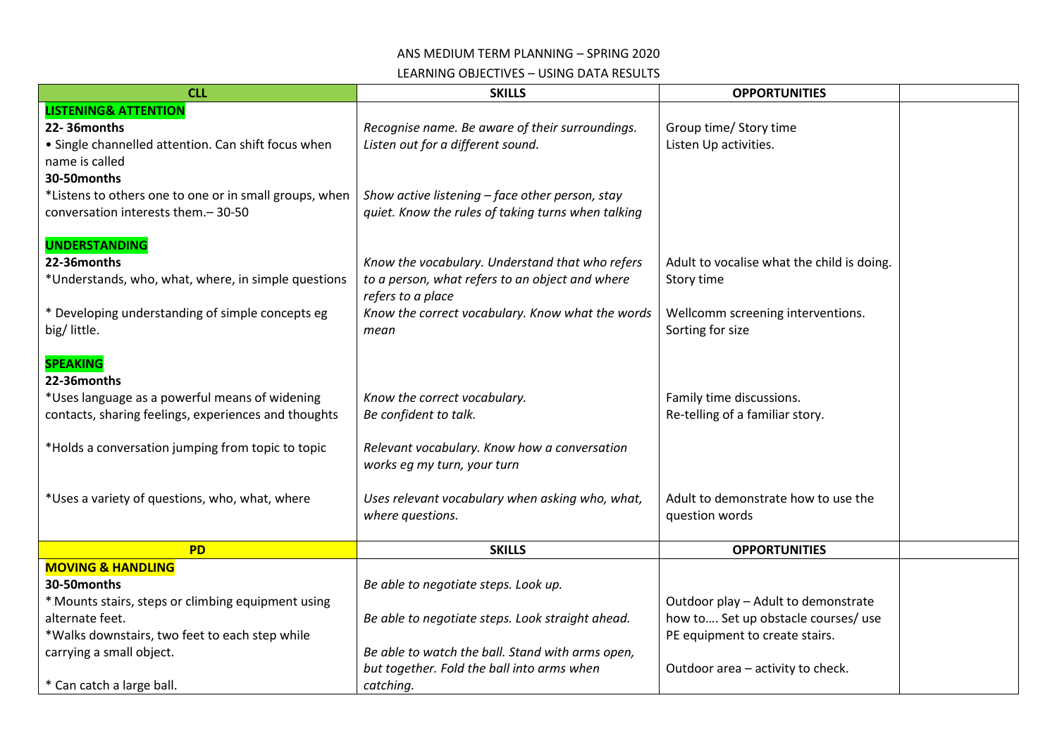ANS MEDIUM TERM PLANNING – SPRING 2020

LEARNING OBJECTIVES – USING DATA RESULTS

| CLL | SKILLS | OPPORTUNITIES | |
|---|---|---|---|
| **LISTENING& ATTENTION** | | | |
| **22- 36months**<br>• Single channelled attention. Can shift focus when name is called | *Recognise name. Be aware of their surroundings. Listen out for a different sound.* | Group time/ Story time<br>Listen Up activities. | |
| **30-50months**<br>*Listens to others one to one or in small groups, when conversation interests them.– 30-50 | *Show active listening – face other person, stay quiet. Know the rules of taking turns when talking* | | |
| **UNDERSTANDING** | | | |
| **22-36months**<br>*Understands, who, what, where, in simple questions | *Know the vocabulary. Understand that who refers to a person, what refers to an object and where refers to a place* | Adult to vocalise what the child is doing.<br>Story time | |
| * Developing understanding of simple concepts eg big/ little. | *Know the correct vocabulary. Know what the words mean* | Wellcomm screening interventions.<br>Sorting for size | |
| **SPEAKING** | | | |
| **22-36months**<br>*Uses language as a powerful means of widening contacts, sharing feelings, experiences and thoughts | *Know the correct vocabulary.*<br>*Be confident to talk.* | Family time discussions.<br>Re-telling of a familiar story. | |
| *Holds a conversation jumping from topic to topic | *Relevant vocabulary. Know how a conversation works eg my turn, your turn* | | |
| *Uses a variety of questions, who, what, where | *Uses relevant vocabulary when asking who, what, where questions.* | Adult to demonstrate how to use the question words | |
| **PD** | **SKILLS** | **OPPORTUNITIES** | |
| **MOVING & HANDLING** | | | |
| **30-50months**<br>*Mounts stairs, steps or climbing equipment using alternate feet. | *Be able to negotiate steps. Look up.* | Outdoor play – Adult to demonstrate how to…. Set up obstacle courses/ use PE equipment to create stairs. | |
| *Walks downstairs, two feet to each step while carrying a small object. | *Be able to negotiate steps. Look straight ahead.* | | |
| * Can catch a large ball. | *Be able to watch the ball. Stand with arms open, but together. Fold the ball into arms when catching.* | Outdoor area – activity to check. | |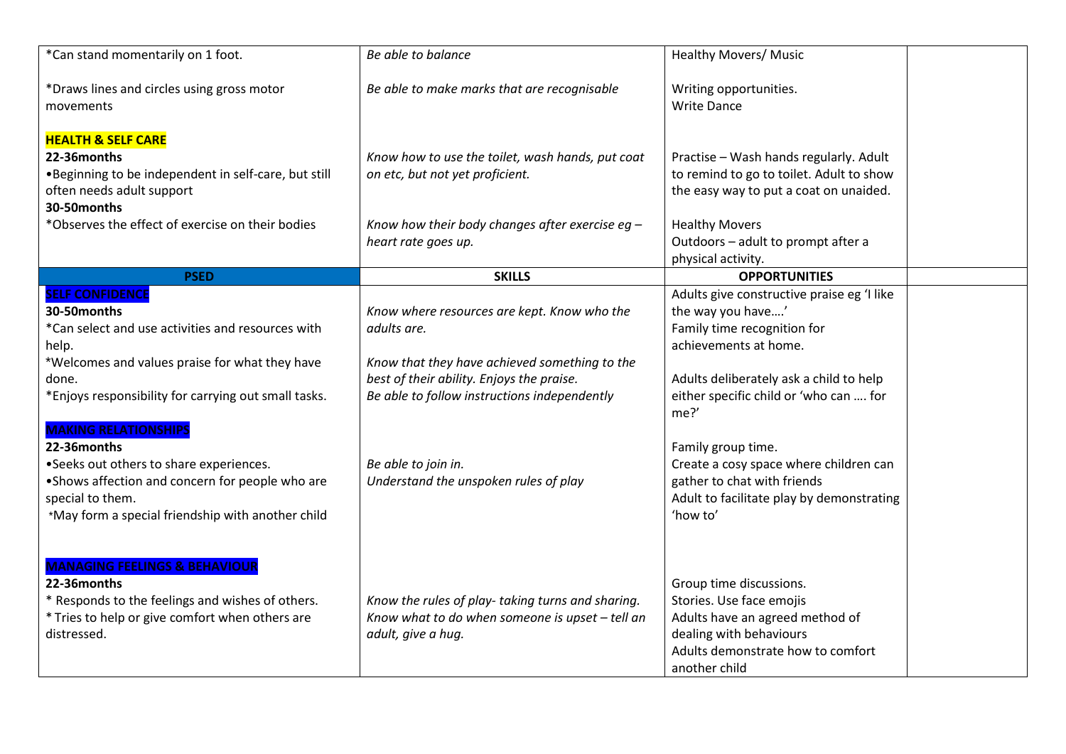| | | | |
|---|---|---|---|
| *Can stand momentarily on 1 foot.<br><br>*Draws lines and circles using gross motor movements<br><br>**HEALTH & SELF CARE**<br>**22-36months**<br>•Beginning to be independent in self-care, but still often needs adult support<br>**30-50months**<br>*Observes the effect of exercise on their bodies | *Be able to balance*<br><br>*Be able to make marks that are recognisable*<br><br><br>*Know how to use the toilet, wash hands, put coat on etc, but not yet proficient.*<br><br><br>*Know how their body changes after exercise eg – heart rate goes up.* | Healthy Movers/ Music<br><br>Writing opportunities.<br>Write Dance<br><br><br>Practise – Wash hands regularly. Adult to remind to go to toilet. Adult to show the easy way to put a coat on unaided.<br><br>Healthy Movers<br>Outdoors – adult to prompt after a physical activity. | |
| **PSED** | **SKILLS** | **OPPORTUNITIES** | |
| **SELF CONFIDENCE**<br>**30-50months**<br>*Can select and use activities and resources with help.<br>*Welcomes and values praise for what they have done.<br>*Enjoys responsibility for carrying out small tasks.<br><br>**MAKING RELATIONSHIPS**<br>**22-36months**<br>•Seeks out others to share experiences.<br>•Shows affection and concern for people who are special to them.<br>*May form a special friendship with another child<br><br>**MANAGING FEELINGS & BEHAVIOUR**<br>**22-36months**<br>* Responds to the feelings and wishes of others.<br>* Tries to help or give comfort when others are distressed. | *Know where resources are kept. Know who the adults are.*<br><br>*Know that they have achieved something to the best of their ability. Enjoys the praise.*<br>*Be able to follow instructions independently*<br><br><br>*Be able to join in.*<br>*Understand the unspoken rules of play*<br><br><br><br>*Know the rules of play- taking turns and sharing.*<br>*Know what to do when someone is upset – tell an adult, give a hug.* | Adults give constructive praise eg 'I like the way you have….'<br>Family time recognition for achievements at home.<br><br>Adults deliberately ask a child to help either specific child or 'who can …. for me?'<br><br>Family group time.<br>Create a cosy space where children can gather to chat with friends<br>Adult to facilitate play by demonstrating 'how to'<br><br>Group time discussions.<br>Stories. Use face emojis<br>Adults have an agreed method of dealing with behaviours<br>Adults demonstrate how to comfort another child | |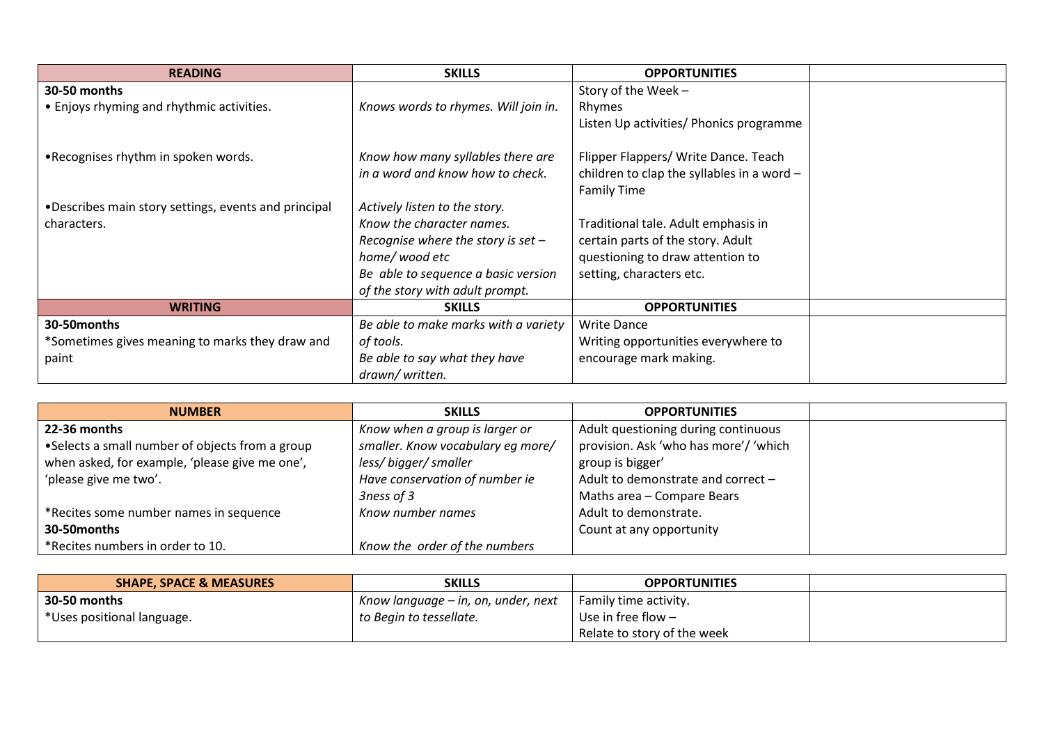| READING | SKILLS | OPPORTUNITIES | |
|---|---|---|---|
| **30-50 months**<br>• Enjoys rhyming and rhythmic activities. | *Knows words to rhymes. Will join in.* | Story of the Week –<br>Rhymes<br>Listen Up activities/ Phonics programme | |
| •Recognises rhythm in spoken words. | *Know how many syllables there are in a word and know how to check.* | Flipper Flappers/ Write Dance. Teach children to clap the syllables in a word – Family Time | |
| •Describes main story settings, events and principal characters. | *Actively listen to the story.*<br>*Know the character names.*<br>*Recognise where the story is set – home/ wood etc*<br>*Be able to sequence a basic version of the story with adult prompt.* | Traditional tale. Adult emphasis in certain parts of the story. Adult questioning to draw attention to setting, characters etc. | |
| **WRITING** | **SKILLS** | **OPPORTUNITIES** | |
| **30-50months**<br>*Sometimes gives meaning to marks they draw and paint | *Be able to make marks with a variety of tools.*<br>*Be able to say what they have drawn/ written.* | Write Dance<br>Writing opportunities everywhere to encourage mark making. | |

| NUMBER | SKILLS | OPPORTUNITIES | |
|---|---|---|---|
| **22-36 months**<br>•Selects a small number of objects from a group when asked, for example, 'please give me one', 'please give me two'. | *Know when a group is larger or smaller. Know vocabulary eg more/ less/ bigger/ smaller*<br>*Have conservation of number ie 3ness of 3* | Adult questioning during continuous provision. Ask 'who has more'/ 'which group is bigger'<br>Adult to demonstrate and correct –<br>Maths area – Compare Bears | |
| *Recites some number names in sequence<br>**30-50months**<br>*Recites numbers in order to 10. | *Know number names*<br><br>*Know the order of the numbers* | Adult to demonstrate.<br>Count at any opportunity | |

| SHAPE, SPACE & MEASURES | SKILLS | OPPORTUNITIES | |
|---|---|---|---|
| **30-50 months**<br>*Uses positional language. | *Know language – in, on, under, next to Begin to tessellate.* | Family time activity.<br>Use in free flow –<br>Relate to story of the week | |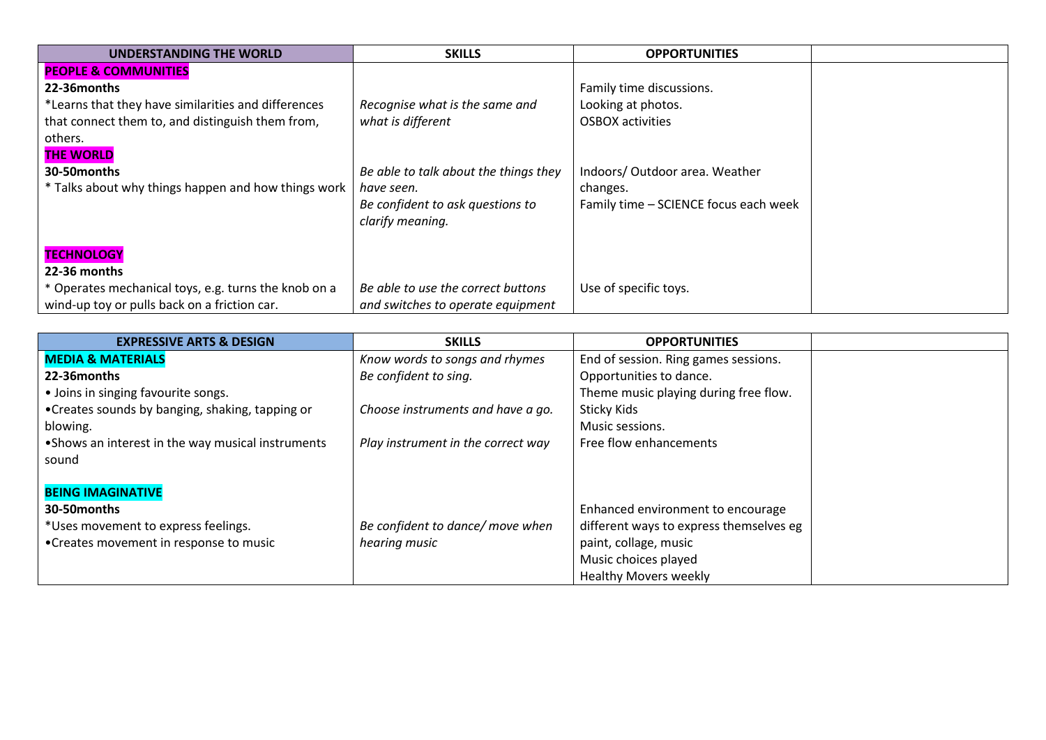| UNDERSTANDING THE WORLD | SKILLS | OPPORTUNITIES | |
|---|---|---|---|
| **PEOPLE & COMMUNITIES**<br>**22-36months**<br>*Learns that they have similarities and differences that connect them to, and distinguish them from, others. | *Recognise what is the same and what is different* | Family time discussions.<br>Looking at photos.<br>OSBOX activities | |
| **THE WORLD**<br>**30-50months**<br>* Talks about why things happen and how things work | *Be able to talk about the things they have seen.*<br>*Be confident to ask questions to clarify meaning.* | Indoors/ Outdoor area. Weather changes.<br>Family time – SCIENCE focus each week | |
| **TECHNOLOGY**<br>**22-36 months**<br>* Operates mechanical toys, e.g. turns the knob on a wind-up toy or pulls back on a friction car. | *Be able to use the correct buttons and switches to operate equipment* | Use of specific toys. | |

| EXPRESSIVE ARTS & DESIGN | SKILLS | OPPORTUNITIES | |
|---|---|---|---|
| **MEDIA & MATERIALS**<br>**22-36months**<br>• Joins in singing favourite songs.<br>•Creates sounds by banging, shaking, tapping or blowing.<br>•Shows an interest in the way musical instruments sound | *Know words to songs and rhymes*<br>*Be confident to sing.*<br>*Choose instruments and have a go.*<br>*Play instrument in the correct way* | End of session. Ring games sessions.<br>Opportunities to dance.<br>Theme music playing during free flow.<br>Sticky Kids<br>Music sessions.<br>Free flow enhancements | |
| **BEING IMAGINATIVE**<br>**30-50months**<br>*Uses movement to express feelings.<br>•Creates movement in response to music | *Be confident to dance/ move when hearing music* | Enhanced environment to encourage different ways to express themselves eg paint, collage, music<br>Music choices played<br>Healthy Movers weekly | |